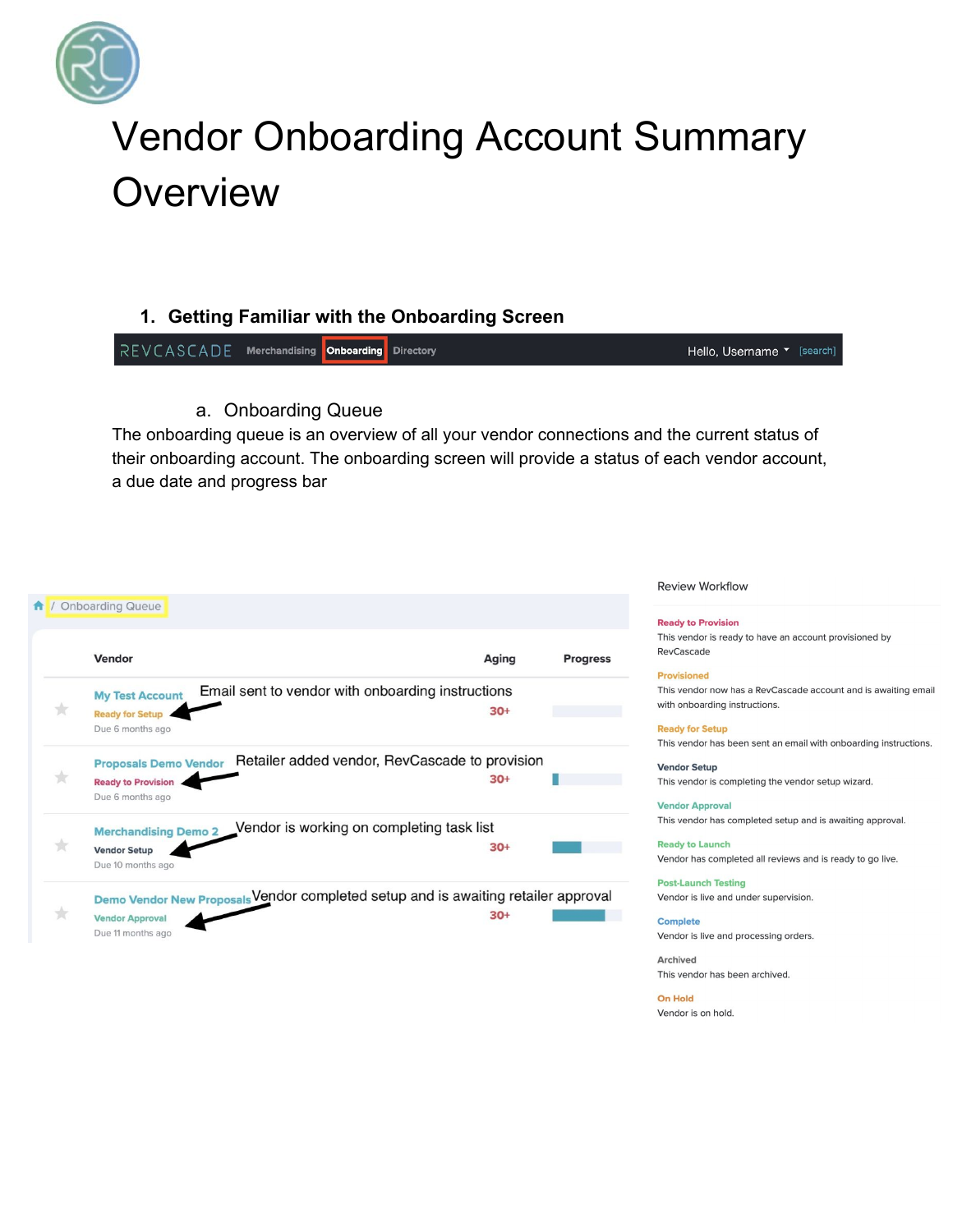# Vendor Onboarding Account Summary Overview

## 1. Getting Familiar with the Onboarding Screen

REVCASCADE Merchandising **Onboarding** Directory Hello, Username [search]

### a. Onboarding Queue

The onboarding queue is an overview of all your vendor connections and the current status of their onboarding account. The onboarding screen will provide a status of each vendor account, a due date and progress bar

/ Onboarding Queue

| Vendor | Aging | Progress |
| --- | --- | --- |
| My Test Account — Ready for Setup — Due 6 months ago (Email sent to vendor with onboarding instructions) | 30+ | |
| Proposals Demo Vendor — Ready to Provision — Due 6 months ago (Retailer added vendor, RevCascade to provision) | 30+ | |
| Merchandising Demo 2 — Vendor Setup — Due 10 months ago (Vendor is working on completing task list) | 30+ | |
| Demo Vendor New Proposals — Vendor Approval — Due 11 months ago (Vendor completed setup and is awaiting retailer approval) | 30+ | |

**Review Workflow**

**Ready to Provision**
This vendor is ready to have an account provisioned by RevCascade

**Provisioned**
This vendor now has a RevCascade account and is awaiting email with onboarding instructions.

**Ready for Setup**
This vendor has been sent an email with onboarding instructions.

**Vendor Setup**
This vendor is completing the vendor setup wizard.

**Vendor Approval**
This vendor has completed setup and is awaiting approval.

**Ready to Launch**
Vendor has completed all reviews and is ready to go live.

**Post-Launch Testing**
Vendor is live and under supervision.

**Complete**
Vendor is live and processing orders.

**Archived**
This vendor has been archived.

**On Hold**
Vendor is on hold.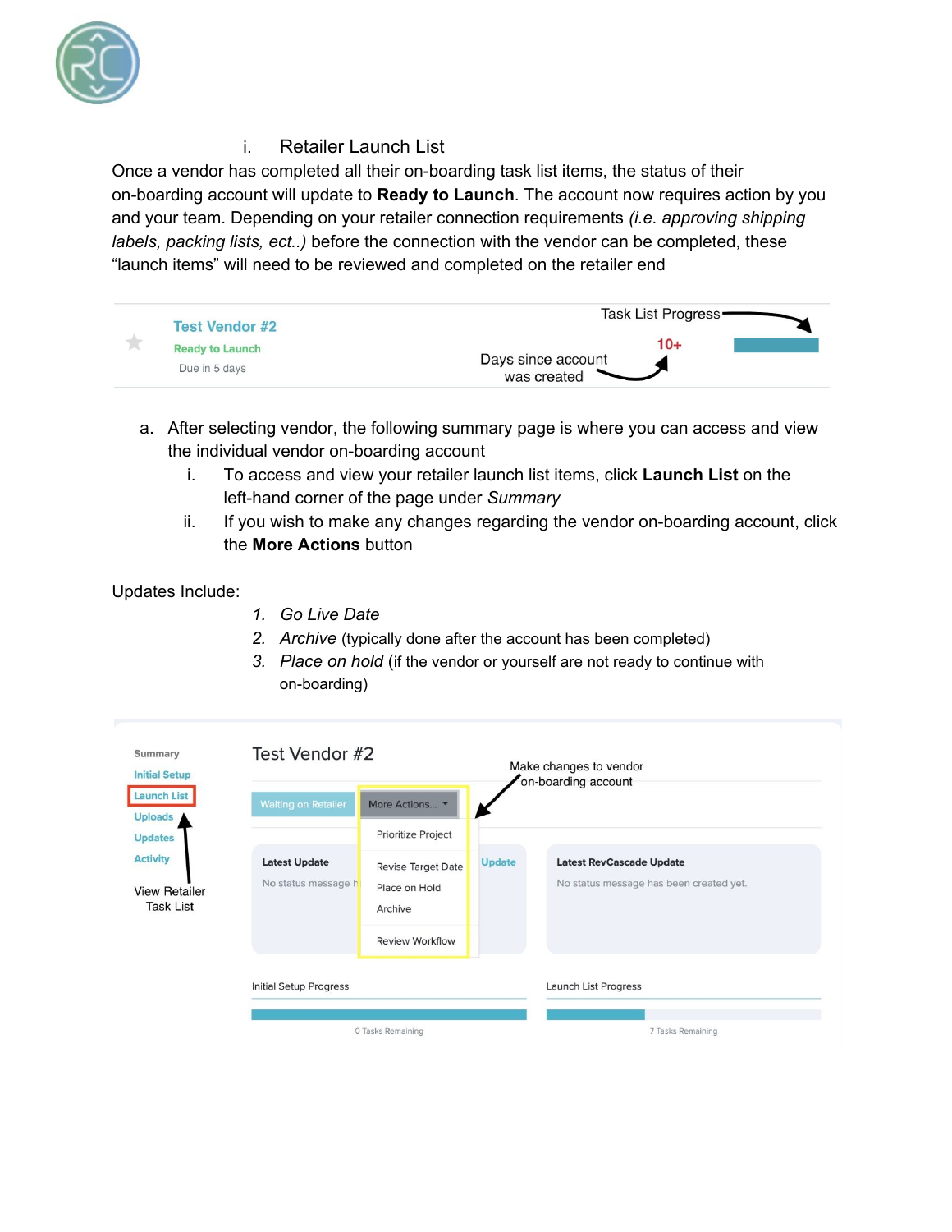i. Retailer Launch List

Once a vendor has completed all their on-boarding task list items, the status of their on-boarding account will update to **Ready to Launch**. The account now requires action by you and your team. Depending on your retailer connection requirements *(i.e. approving shipping labels, packing lists, ect..)* before the connection with the vendor can be completed, these "launch items" will need to be reviewed and completed on the retailer end

a. After selecting vendor, the following summary page is where you can access and view the individual vendor on-boarding account
   i. To access and view your retailer launch list items, click **Launch List** on the left-hand corner of the page under *Summary*
   ii. If you wish to make any changes regarding the vendor on-boarding account, click the **More Actions** button

Updates Include:

1. *Go Live Date*
2. *Archive* (typically done after the account has been completed)
3. *Place on hold* (if the vendor or yourself are not ready to continue with on-boarding)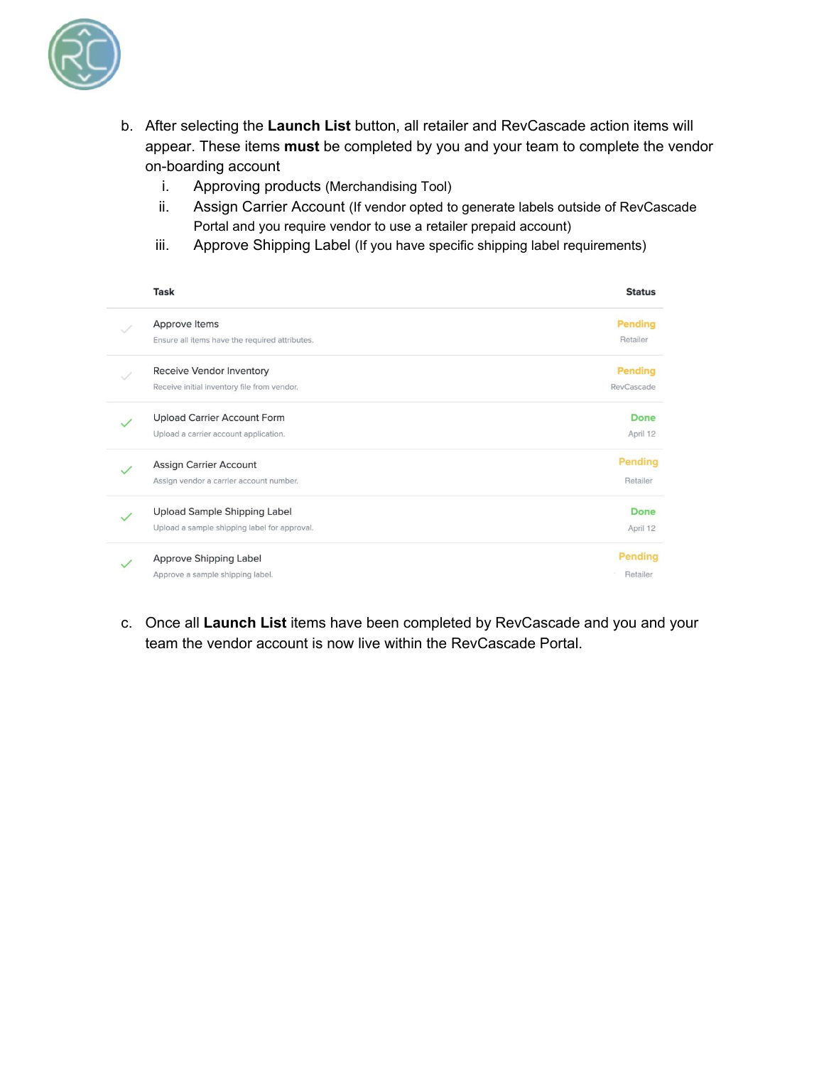b. After selecting the **Launch List** button, all retailer and RevCascade action items will appear. These items **must** be completed by you and your team to complete the vendor on-boarding account

   i. Approving products (Merchandising Tool)
   ii. Assign Carrier Account (If vendor opted to generate labels outside of RevCascade Portal and you require vendor to use a retailer prepaid account)
   iii. Approve Shipping Label (If you have specific shipping label requirements)

| | Task | Status |
|---|---|---|
| ✓ | Approve Items<br>Ensure all items have the required attributes. | Pending<br>Retailer |
| ✓ | Receive Vendor Inventory<br>Receive initial inventory file from vendor. | Pending<br>RevCascade |
| ✓ | Upload Carrier Account Form<br>Upload a carrier account application. | Done<br>April 12 |
| ✓ | Assign Carrier Account<br>Assign vendor a carrier account number. | Pending<br>Retailer |
| ✓ | Upload Sample Shipping Label<br>Upload a sample shipping label for approval. | Done<br>April 12 |
| ✓ | Approve Shipping Label<br>Approve a sample shipping label. | Pending<br>Retailer |

c. Once all **Launch List** items have been completed by RevCascade and you and your team the vendor account is now live within the RevCascade Portal.